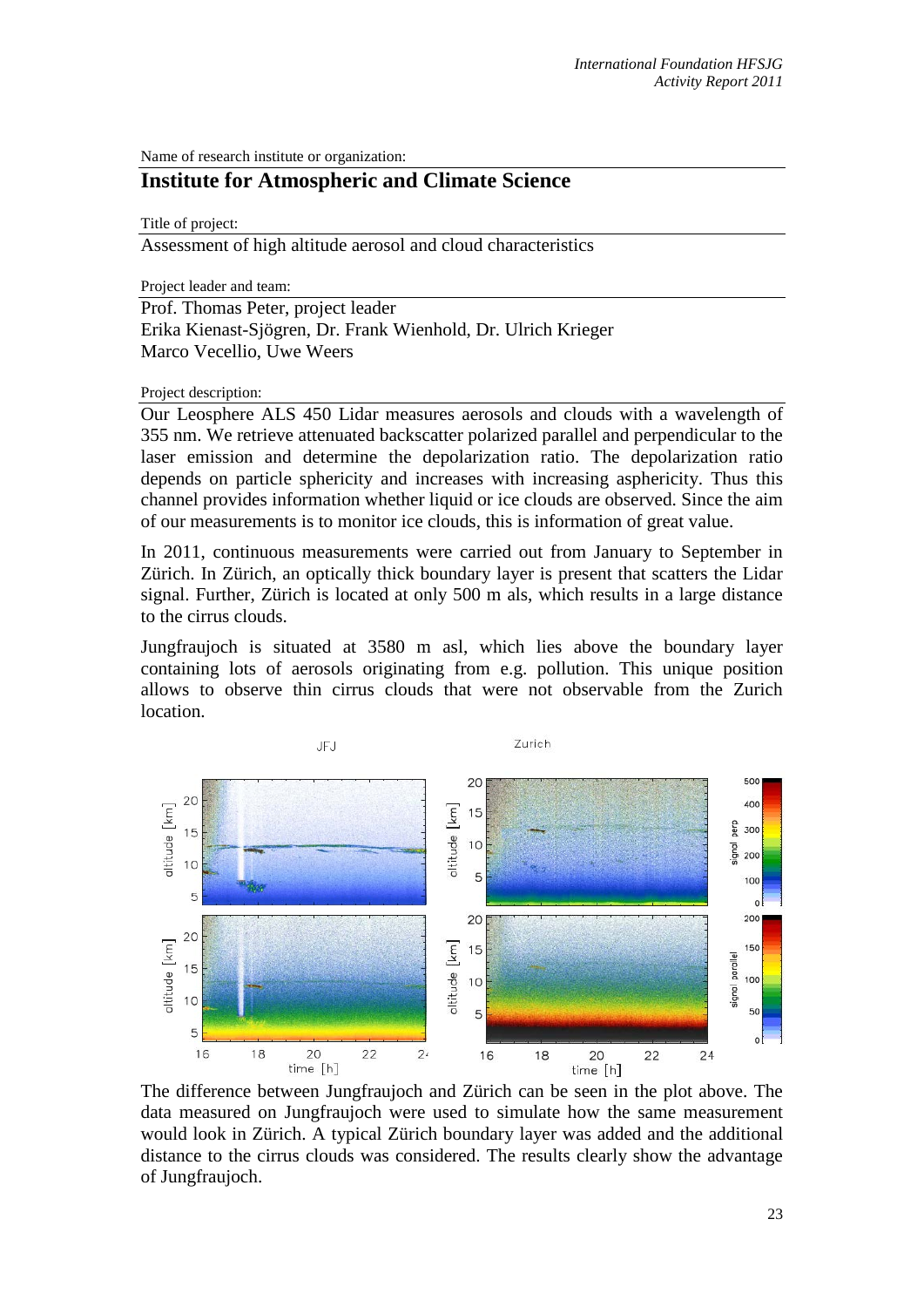Name of research institute or organization:

## Institute for Atmospheric and Climate Science

Title of project:

Assessment of high altitude aerosol and cloud characteristics

Project leader and team:

Prof. Thomas Peter, project leader
Erika Kienast-Sjögren, Dr. Frank Wienhold, Dr. Ulrich Krieger
Marco Vecellio, Uwe Weers

Project description:

Our Leosphere ALS 450 Lidar measures aerosols and clouds with a wavelength of 355 nm. We retrieve attenuated backscatter polarized parallel and perpendicular to the laser emission and determine the depolarization ratio. The depolarization ratio depends on particle sphericity and increases with increasing asphericity. Thus this channel provides information whether liquid or ice clouds are observed. Since the aim of our measurements is to monitor ice clouds, this is information of great value.

In 2011, continuous measurements were carried out from January to September in Zürich. In Zürich, an optically thick boundary layer is present that scatters the Lidar signal. Further, Zürich is located at only 500 m als, which results in a large distance to the cirrus clouds.

Jungfraujoch is situated at 3580 m asl, which lies above the boundary layer containing lots of aerosols originating from e.g. pollution. This unique position allows to observe thin cirrus clouds that were not observable from the Zurich location.

The difference between Jungfraujoch and Zürich can be seen in the plot above. The data measured on Jungfraujoch were used to simulate how the same measurement would look in Zürich. A typical Zürich boundary layer was added and the additional distance to the cirrus clouds was considered. The results clearly show the advantage of Jungfraujoch.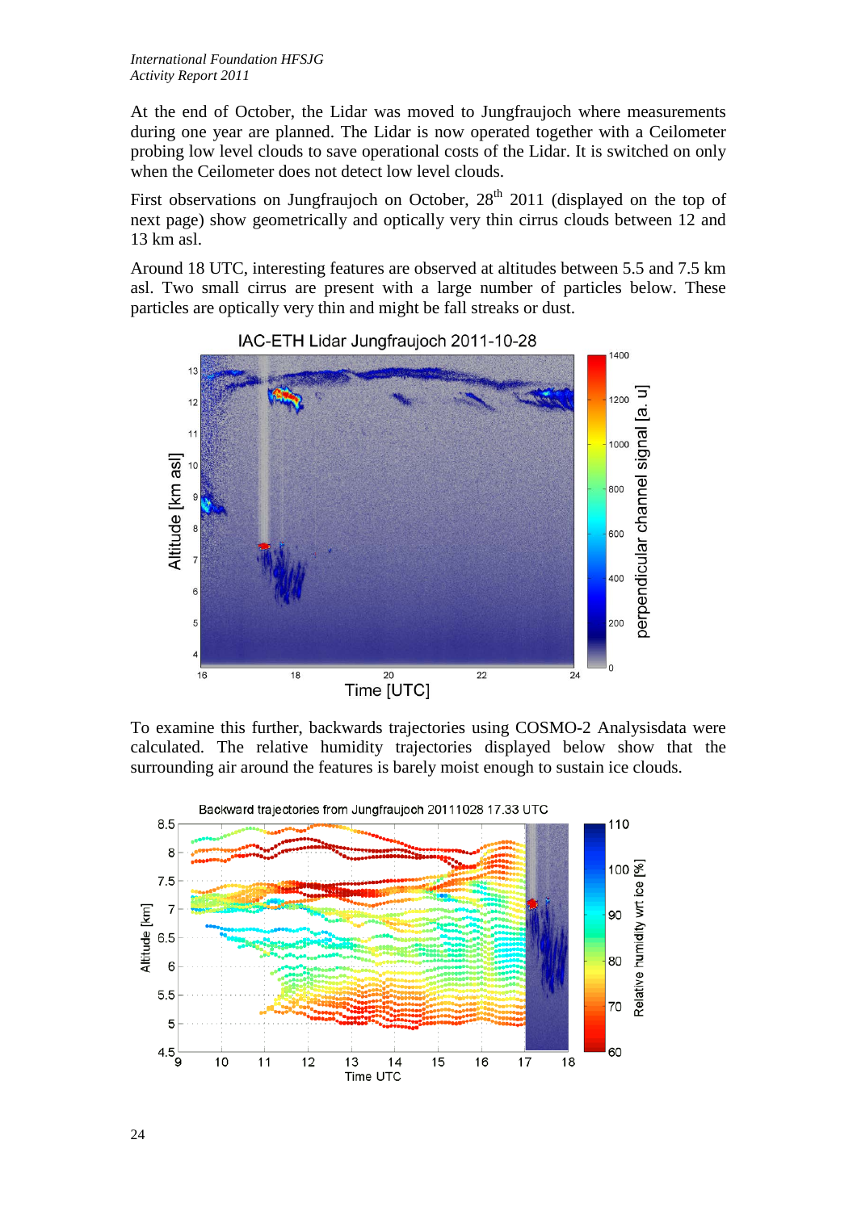At the end of October, the Lidar was moved to Jungfraujoch where measurements during one year are planned. The Lidar is now operated together with a Ceilometer probing low level clouds to save operational costs of the Lidar. It is switched on only when the Ceilometer does not detect low level clouds.

First observations on Jungfraujoch on October, 28th 2011 (displayed on the top of next page) show geometrically and optically very thin cirrus clouds between 12 and 13 km asl.

Around 18 UTC, interesting features are observed at altitudes between 5.5 and 7.5 km asl. Two small cirrus are present with a large number of particles below. These particles are optically very thin and might be fall streaks or dust.

To examine this further, backwards trajectories using COSMO-2 Analysisdata were calculated. The relative humidity trajectories displayed below show that the surrounding air around the features is barely moist enough to sustain ice clouds.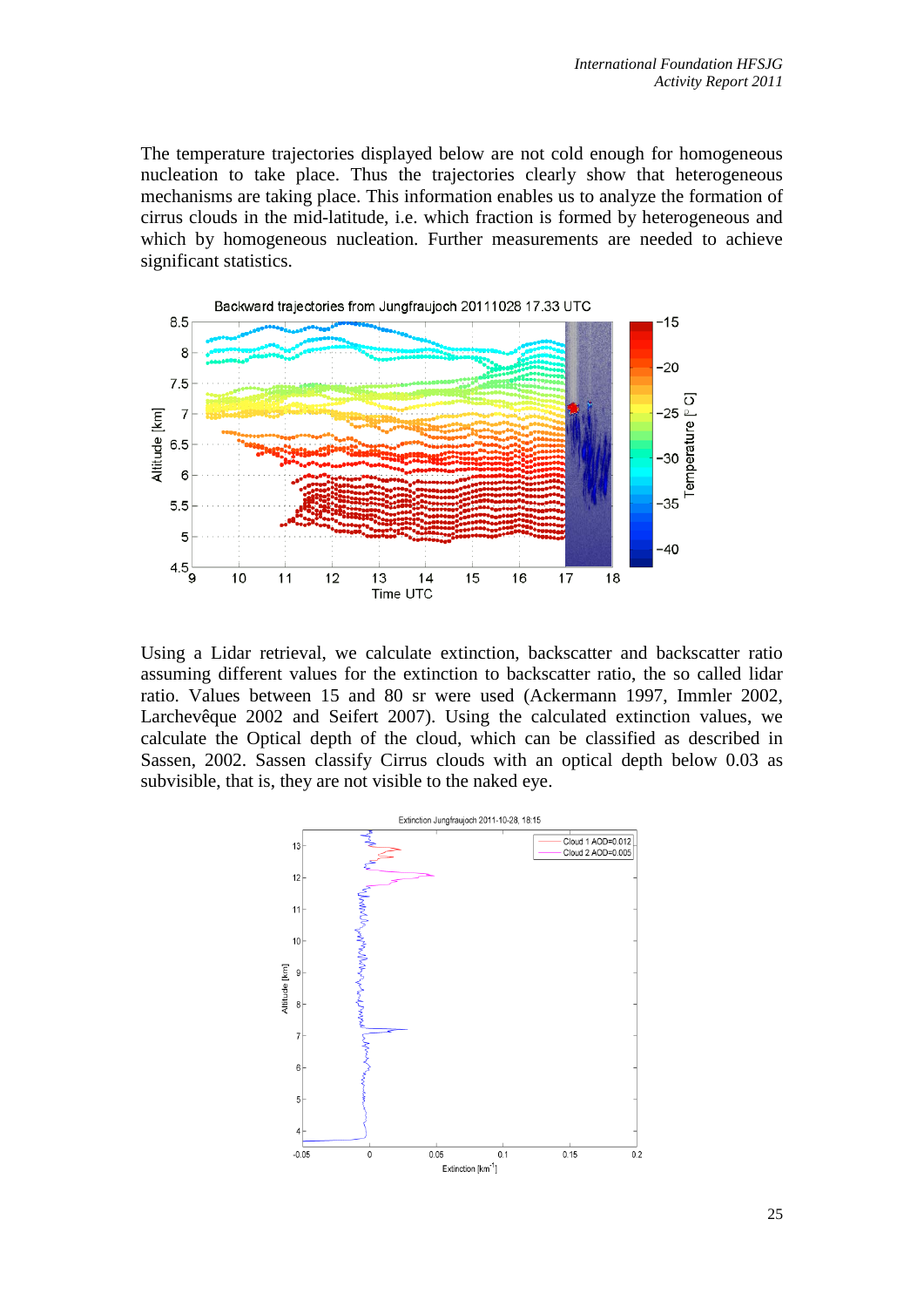The temperature trajectories displayed below are not cold enough for homogeneous nucleation to take place. Thus the trajectories clearly show that heterogeneous mechanisms are taking place. This information enables us to analyze the formation of cirrus clouds in the mid-latitude, i.e. which fraction is formed by heterogeneous and which by homogeneous nucleation. Further measurements are needed to achieve significant statistics.

Using a Lidar retrieval, we calculate extinction, backscatter and backscatter ratio assuming different values for the extinction to backscatter ratio, the so called lidar ratio. Values between 15 and 80 sr were used (Ackermann 1997, Immler 2002, Larchevêque 2002 and Seifert 2007). Using the calculated extinction values, we calculate the Optical depth of the cloud, which can be classified as described in Sassen, 2002. Sassen classify Cirrus clouds with an optical depth below 0.03 as subvisible, that is, they are not visible to the naked eye.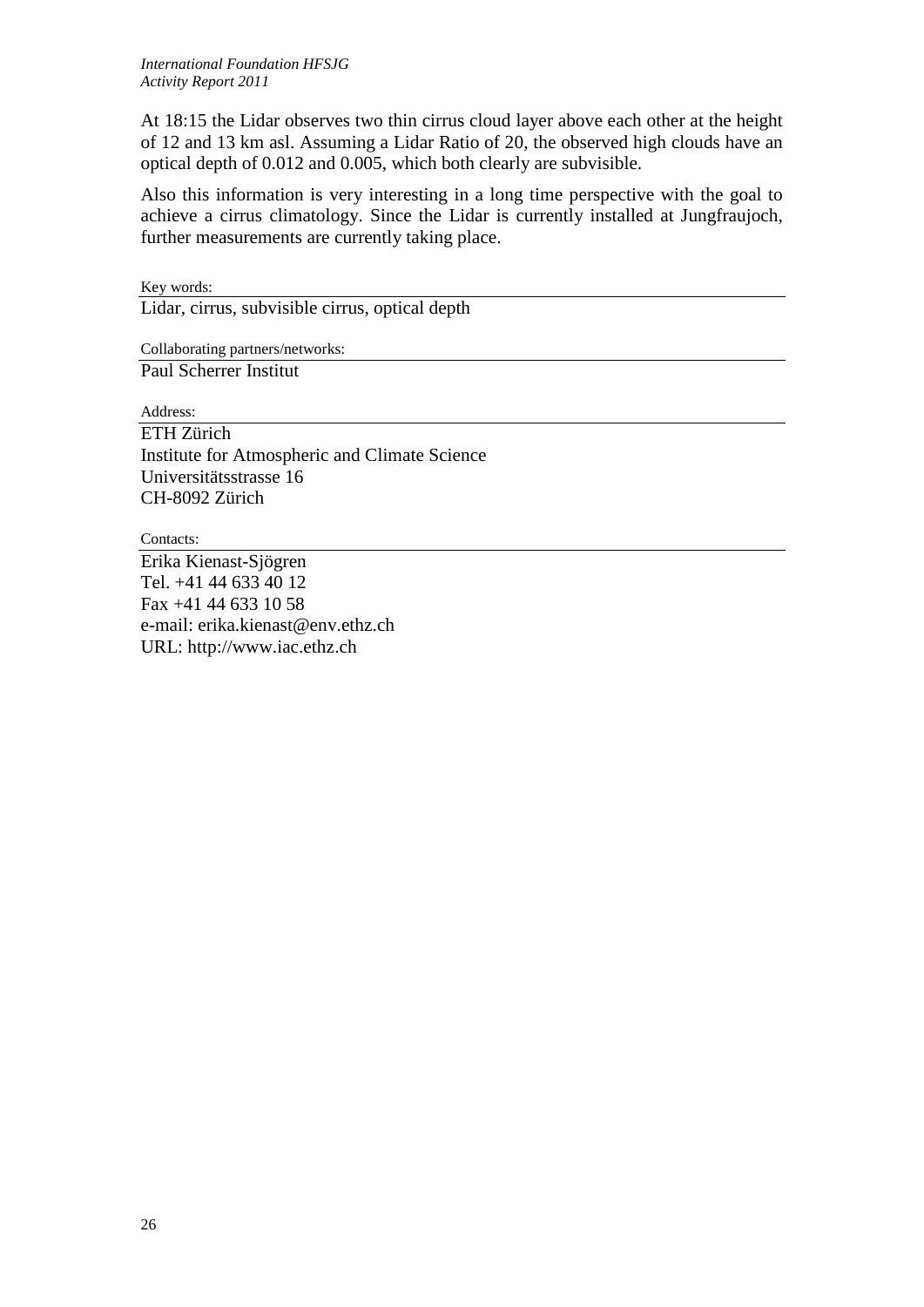At 18:15 the Lidar observes two thin cirrus cloud layer above each other at the height of 12 and 13 km asl. Assuming a Lidar Ratio of 20, the observed high clouds have an optical depth of 0.012 and 0.005, which both clearly are subvisible.

Also this information is very interesting in a long time perspective with the goal to achieve a cirrus climatology. Since the Lidar is currently installed at Jungfraujoch, further measurements are currently taking place.

Key words:

Lidar, cirrus, subvisible cirrus, optical depth

Collaborating partners/networks:

Paul Scherrer Institut

Address:

ETH Zürich
Institute for Atmospheric and Climate Science
Universitätsstrasse 16
CH-8092 Zürich

Contacts:

Erika Kienast-Sjögren
Tel. +41 44 633 40 12
Fax +41 44 633 10 58
e-mail: erika.kienast@env.ethz.ch
URL: http://www.iac.ethz.ch